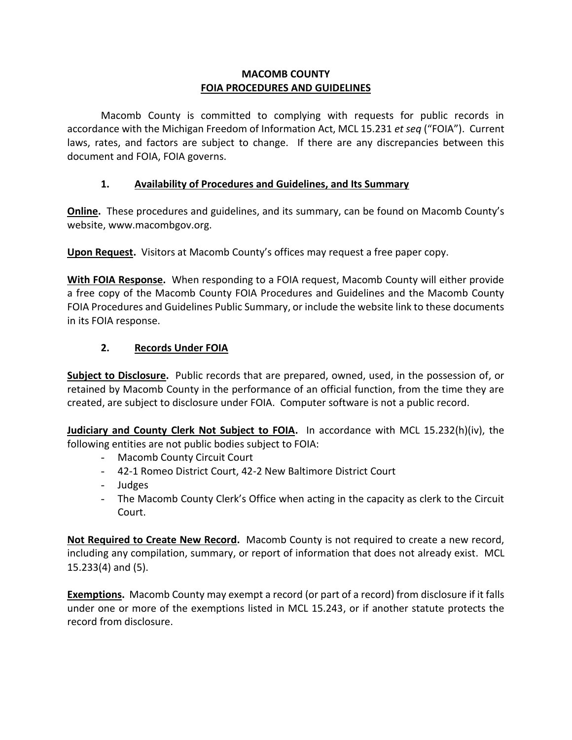# MACOMB COUNTY
## FOIA PROCEDURES AND GUIDELINES

Macomb County is committed to complying with requests for public records in accordance with the Michigan Freedom of Information Act, MCL 15.231 *et seq* ("FOIA"). Current laws, rates, and factors are subject to change. If there are any discrepancies between this document and FOIA, FOIA governs.

### 1. Availability of Procedures and Guidelines, and Its Summary

**Online.** These procedures and guidelines, and its summary, can be found on Macomb County's website, www.macombgov.org.

**Upon Request.** Visitors at Macomb County's offices may request a free paper copy.

**With FOIA Response.** When responding to a FOIA request, Macomb County will either provide a free copy of the Macomb County FOIA Procedures and Guidelines and the Macomb County FOIA Procedures and Guidelines Public Summary, or include the website link to these documents in its FOIA response.

### 2. Records Under FOIA

**Subject to Disclosure.** Public records that are prepared, owned, used, in the possession of, or retained by Macomb County in the performance of an official function, from the time they are created, are subject to disclosure under FOIA. Computer software is not a public record.

**Judiciary and County Clerk Not Subject to FOIA.** In accordance with MCL 15.232(h)(iv), the following entities are not public bodies subject to FOIA:

- Macomb County Circuit Court
- 42-1 Romeo District Court, 42-2 New Baltimore District Court
- Judges
- The Macomb County Clerk's Office when acting in the capacity as clerk to the Circuit Court.

**Not Required to Create New Record.** Macomb County is not required to create a new record, including any compilation, summary, or report of information that does not already exist. MCL 15.233(4) and (5).

**Exemptions.** Macomb County may exempt a record (or part of a record) from disclosure if it falls under one or more of the exemptions listed in MCL 15.243, or if another statute protects the record from disclosure.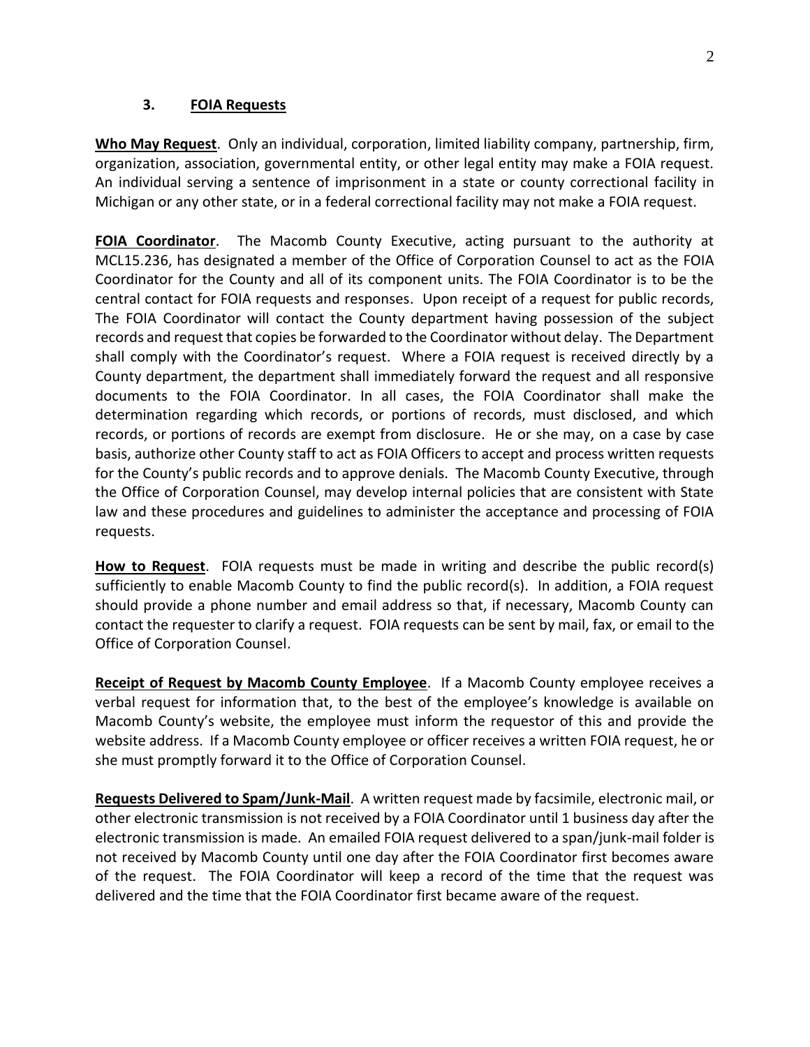### 3. FOIA Requests

**Who May Request**. Only an individual, corporation, limited liability company, partnership, firm, organization, association, governmental entity, or other legal entity may make a FOIA request. An individual serving a sentence of imprisonment in a state or county correctional facility in Michigan or any other state, or in a federal correctional facility may not make a FOIA request.

**FOIA Coordinator**. The Macomb County Executive, acting pursuant to the authority at MCL15.236, has designated a member of the Office of Corporation Counsel to act as the FOIA Coordinator for the County and all of its component units. The FOIA Coordinator is to be the central contact for FOIA requests and responses. Upon receipt of a request for public records, The FOIA Coordinator will contact the County department having possession of the subject records and request that copies be forwarded to the Coordinator without delay. The Department shall comply with the Coordinator's request. Where a FOIA request is received directly by a County department, the department shall immediately forward the request and all responsive documents to the FOIA Coordinator. In all cases, the FOIA Coordinator shall make the determination regarding which records, or portions of records, must disclosed, and which records, or portions of records are exempt from disclosure. He or she may, on a case by case basis, authorize other County staff to act as FOIA Officers to accept and process written requests for the County's public records and to approve denials. The Macomb County Executive, through the Office of Corporation Counsel, may develop internal policies that are consistent with State law and these procedures and guidelines to administer the acceptance and processing of FOIA requests.

**How to Request**. FOIA requests must be made in writing and describe the public record(s) sufficiently to enable Macomb County to find the public record(s). In addition, a FOIA request should provide a phone number and email address so that, if necessary, Macomb County can contact the requester to clarify a request. FOIA requests can be sent by mail, fax, or email to the Office of Corporation Counsel.

**Receipt of Request by Macomb County Employee**. If a Macomb County employee receives a verbal request for information that, to the best of the employee's knowledge is available on Macomb County's website, the employee must inform the requestor of this and provide the website address. If a Macomb County employee or officer receives a written FOIA request, he or she must promptly forward it to the Office of Corporation Counsel.

**Requests Delivered to Spam/Junk-Mail**. A written request made by facsimile, electronic mail, or other electronic transmission is not received by a FOIA Coordinator until 1 business day after the electronic transmission is made. An emailed FOIA request delivered to a span/junk-mail folder is not received by Macomb County until one day after the FOIA Coordinator first becomes aware of the request. The FOIA Coordinator will keep a record of the time that the request was delivered and the time that the FOIA Coordinator first became aware of the request.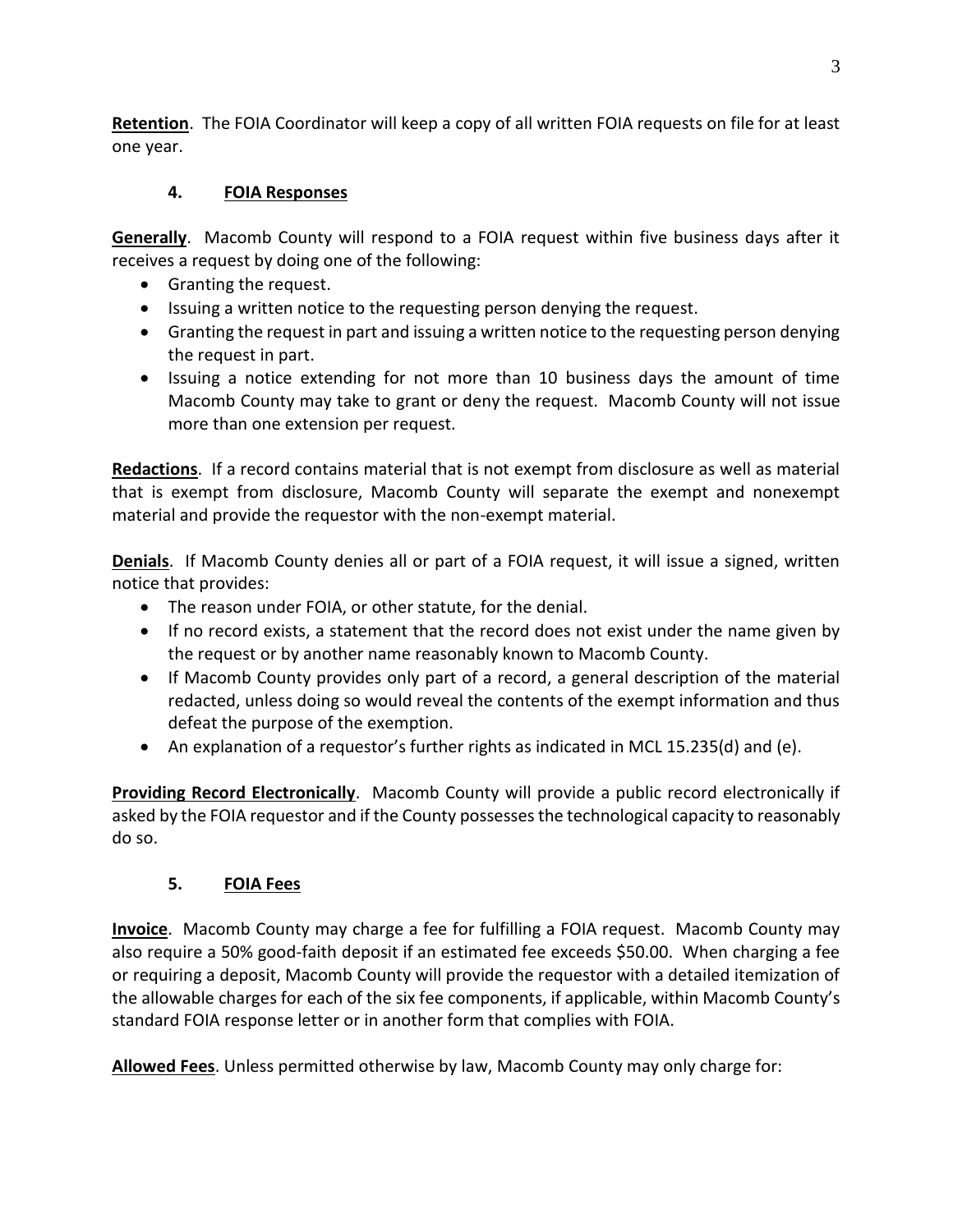**Retention**. The FOIA Coordinator will keep a copy of all written FOIA requests on file for at least one year.

### 4. FOIA Responses

**Generally**. Macomb County will respond to a FOIA request within five business days after it receives a request by doing one of the following:

- Granting the request.
- Issuing a written notice to the requesting person denying the request.
- Granting the request in part and issuing a written notice to the requesting person denying the request in part.
- Issuing a notice extending for not more than 10 business days the amount of time Macomb County may take to grant or deny the request. Macomb County will not issue more than one extension per request.

**Redactions**. If a record contains material that is not exempt from disclosure as well as material that is exempt from disclosure, Macomb County will separate the exempt and nonexempt material and provide the requestor with the non-exempt material.

**Denials**. If Macomb County denies all or part of a FOIA request, it will issue a signed, written notice that provides:

- The reason under FOIA, or other statute, for the denial.
- If no record exists, a statement that the record does not exist under the name given by the request or by another name reasonably known to Macomb County.
- If Macomb County provides only part of a record, a general description of the material redacted, unless doing so would reveal the contents of the exempt information and thus defeat the purpose of the exemption.
- An explanation of a requestor's further rights as indicated in MCL 15.235(d) and (e).

**Providing Record Electronically**. Macomb County will provide a public record electronically if asked by the FOIA requestor and if the County possesses the technological capacity to reasonably do so.

### 5. FOIA Fees

**Invoice**. Macomb County may charge a fee for fulfilling a FOIA request. Macomb County may also require a 50% good-faith deposit if an estimated fee exceeds $50.00. When charging a fee or requiring a deposit, Macomb County will provide the requestor with a detailed itemization of the allowable charges for each of the six fee components, if applicable, within Macomb County's standard FOIA response letter or in another form that complies with FOIA.

**Allowed Fees**. Unless permitted otherwise by law, Macomb County may only charge for: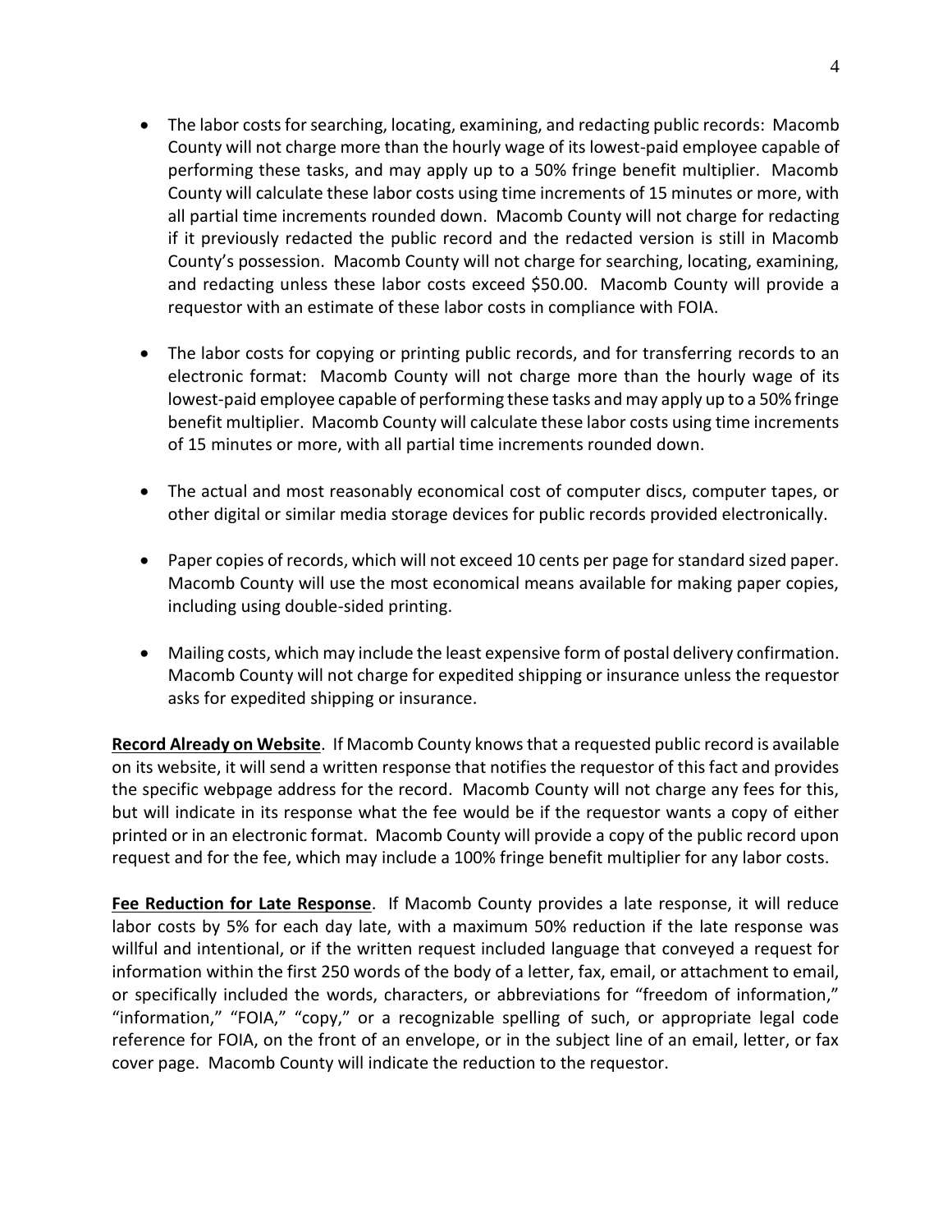- The labor costs for searching, locating, examining, and redacting public records: Macomb County will not charge more than the hourly wage of its lowest-paid employee capable of performing these tasks, and may apply up to a 50% fringe benefit multiplier. Macomb County will calculate these labor costs using time increments of 15 minutes or more, with all partial time increments rounded down. Macomb County will not charge for redacting if it previously redacted the public record and the redacted version is still in Macomb County's possession. Macomb County will not charge for searching, locating, examining, and redacting unless these labor costs exceed $50.00. Macomb County will provide a requestor with an estimate of these labor costs in compliance with FOIA.

- The labor costs for copying or printing public records, and for transferring records to an electronic format: Macomb County will not charge more than the hourly wage of its lowest-paid employee capable of performing these tasks and may apply up to a 50% fringe benefit multiplier. Macomb County will calculate these labor costs using time increments of 15 minutes or more, with all partial time increments rounded down.

- The actual and most reasonably economical cost of computer discs, computer tapes, or other digital or similar media storage devices for public records provided electronically.

- Paper copies of records, which will not exceed 10 cents per page for standard sized paper. Macomb County will use the most economical means available for making paper copies, including using double-sided printing.

- Mailing costs, which may include the least expensive form of postal delivery confirmation. Macomb County will not charge for expedited shipping or insurance unless the requestor asks for expedited shipping or insurance.

**Record Already on Website**. If Macomb County knows that a requested public record is available on its website, it will send a written response that notifies the requestor of this fact and provides the specific webpage address for the record. Macomb County will not charge any fees for this, but will indicate in its response what the fee would be if the requestor wants a copy of either printed or in an electronic format. Macomb County will provide a copy of the public record upon request and for the fee, which may include a 100% fringe benefit multiplier for any labor costs.

**Fee Reduction for Late Response**. If Macomb County provides a late response, it will reduce labor costs by 5% for each day late, with a maximum 50% reduction if the late response was willful and intentional, or if the written request included language that conveyed a request for information within the first 250 words of the body of a letter, fax, email, or attachment to email, or specifically included the words, characters, or abbreviations for "freedom of information," "information," "FOIA," "copy," or a recognizable spelling of such, or appropriate legal code reference for FOIA, on the front of an envelope, or in the subject line of an email, letter, or fax cover page. Macomb County will indicate the reduction to the requestor.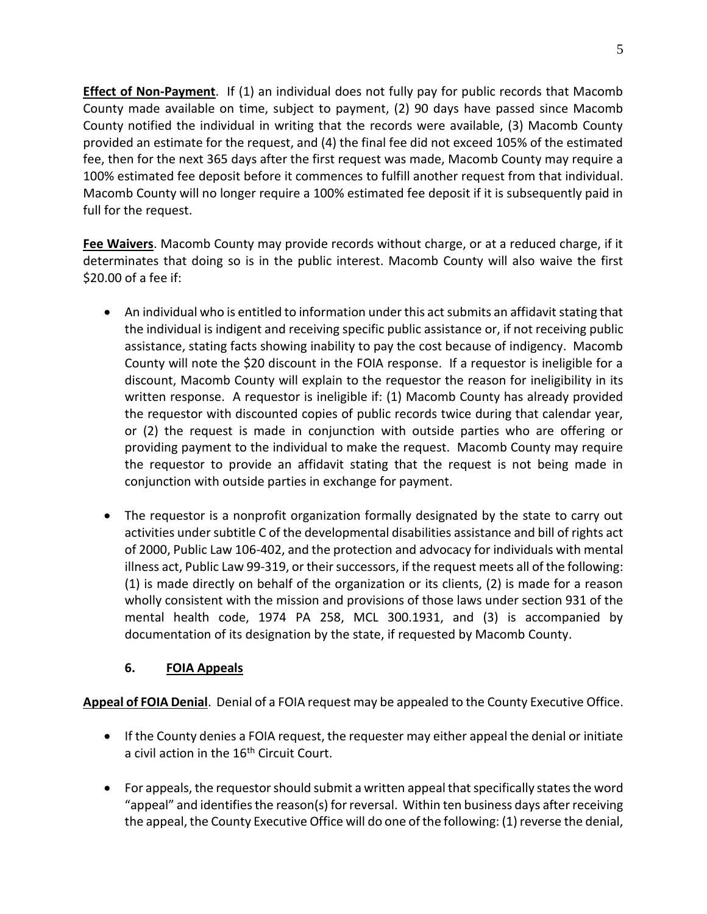**Effect of Non-Payment**. If (1) an individual does not fully pay for public records that Macomb County made available on time, subject to payment, (2) 90 days have passed since Macomb County notified the individual in writing that the records were available, (3) Macomb County provided an estimate for the request, and (4) the final fee did not exceed 105% of the estimated fee, then for the next 365 days after the first request was made, Macomb County may require a 100% estimated fee deposit before it commences to fulfill another request from that individual. Macomb County will no longer require a 100% estimated fee deposit if it is subsequently paid in full for the request.

**Fee Waivers**. Macomb County may provide records without charge, or at a reduced charge, if it determinates that doing so is in the public interest. Macomb County will also waive the first $20.00 of a fee if:

- An individual who is entitled to information under this act submits an affidavit stating that the individual is indigent and receiving specific public assistance or, if not receiving public assistance, stating facts showing inability to pay the cost because of indigency. Macomb County will note the $20 discount in the FOIA response. If a requestor is ineligible for a discount, Macomb County will explain to the requestor the reason for ineligibility in its written response. A requestor is ineligible if: (1) Macomb County has already provided the requestor with discounted copies of public records twice during that calendar year, or (2) the request is made in conjunction with outside parties who are offering or providing payment to the individual to make the request. Macomb County may require the requestor to provide an affidavit stating that the request is not being made in conjunction with outside parties in exchange for payment.

- The requestor is a nonprofit organization formally designated by the state to carry out activities under subtitle C of the developmental disabilities assistance and bill of rights act of 2000, Public Law 106-402, and the protection and advocacy for individuals with mental illness act, Public Law 99-319, or their successors, if the request meets all of the following: (1) is made directly on behalf of the organization or its clients, (2) is made for a reason wholly consistent with the mission and provisions of those laws under section 931 of the mental health code, 1974 PA 258, MCL 300.1931, and (3) is accompanied by documentation of its designation by the state, if requested by Macomb County.

## 6. FOIA Appeals

**Appeal of FOIA Denial**. Denial of a FOIA request may be appealed to the County Executive Office.

- If the County denies a FOIA request, the requester may either appeal the denial or initiate a civil action in the 16th Circuit Court.

- For appeals, the requestor should submit a written appeal that specifically states the word "appeal" and identifies the reason(s) for reversal. Within ten business days after receiving the appeal, the County Executive Office will do one of the following: (1) reverse the denial,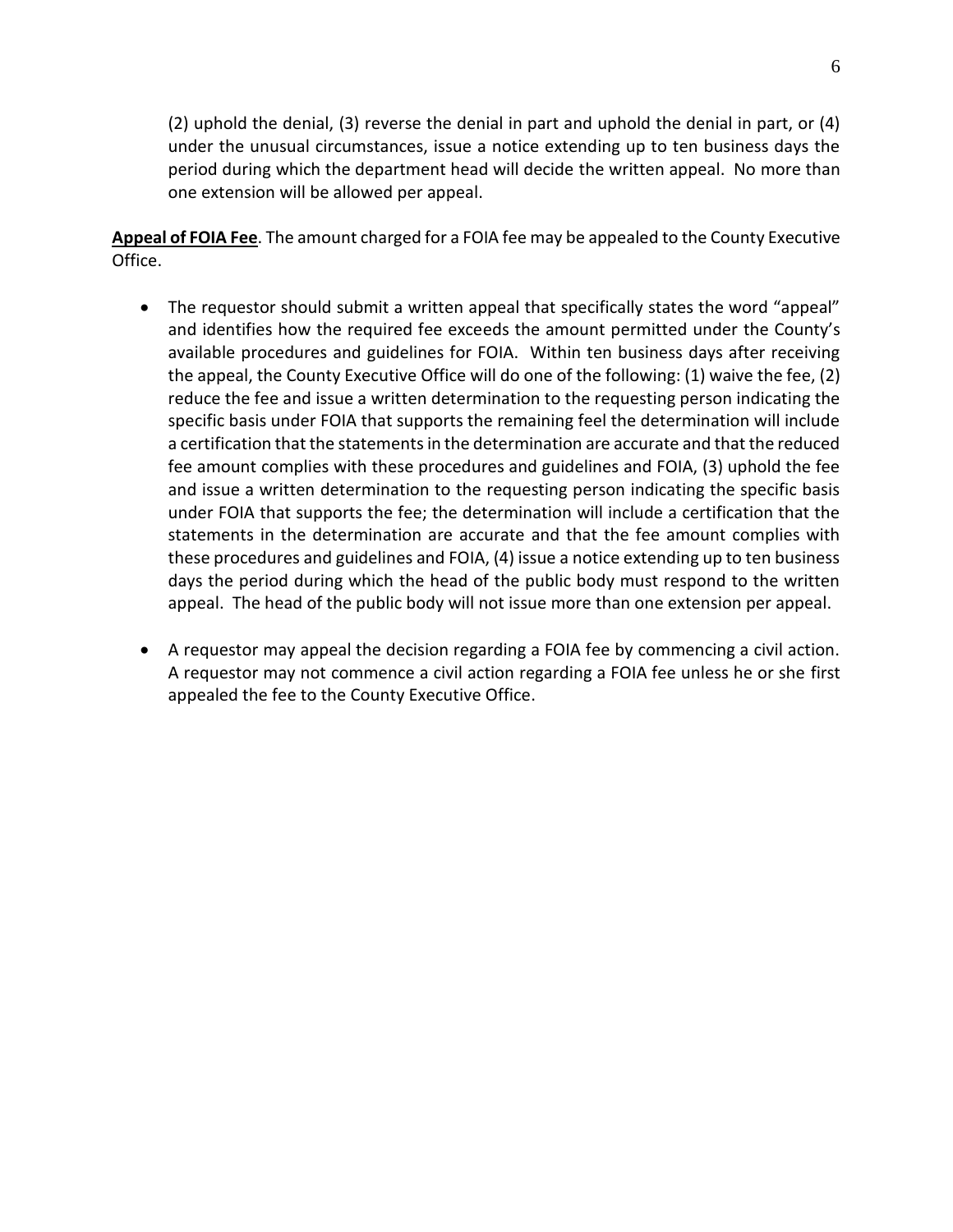(2) uphold the denial, (3) reverse the denial in part and uphold the denial in part, or (4) under the unusual circumstances, issue a notice extending up to ten business days the period during which the department head will decide the written appeal. No more than one extension will be allowed per appeal.

**Appeal of FOIA Fee**. The amount charged for a FOIA fee may be appealed to the County Executive Office.

- The requestor should submit a written appeal that specifically states the word "appeal" and identifies how the required fee exceeds the amount permitted under the County's available procedures and guidelines for FOIA. Within ten business days after receiving the appeal, the County Executive Office will do one of the following: (1) waive the fee, (2) reduce the fee and issue a written determination to the requesting person indicating the specific basis under FOIA that supports the remaining feel the determination will include a certification that the statements in the determination are accurate and that the reduced fee amount complies with these procedures and guidelines and FOIA, (3) uphold the fee and issue a written determination to the requesting person indicating the specific basis under FOIA that supports the fee; the determination will include a certification that the statements in the determination are accurate and that the fee amount complies with these procedures and guidelines and FOIA, (4) issue a notice extending up to ten business days the period during which the head of the public body must respond to the written appeal. The head of the public body will not issue more than one extension per appeal.

- A requestor may appeal the decision regarding a FOIA fee by commencing a civil action. A requestor may not commence a civil action regarding a FOIA fee unless he or she first appealed the fee to the County Executive Office.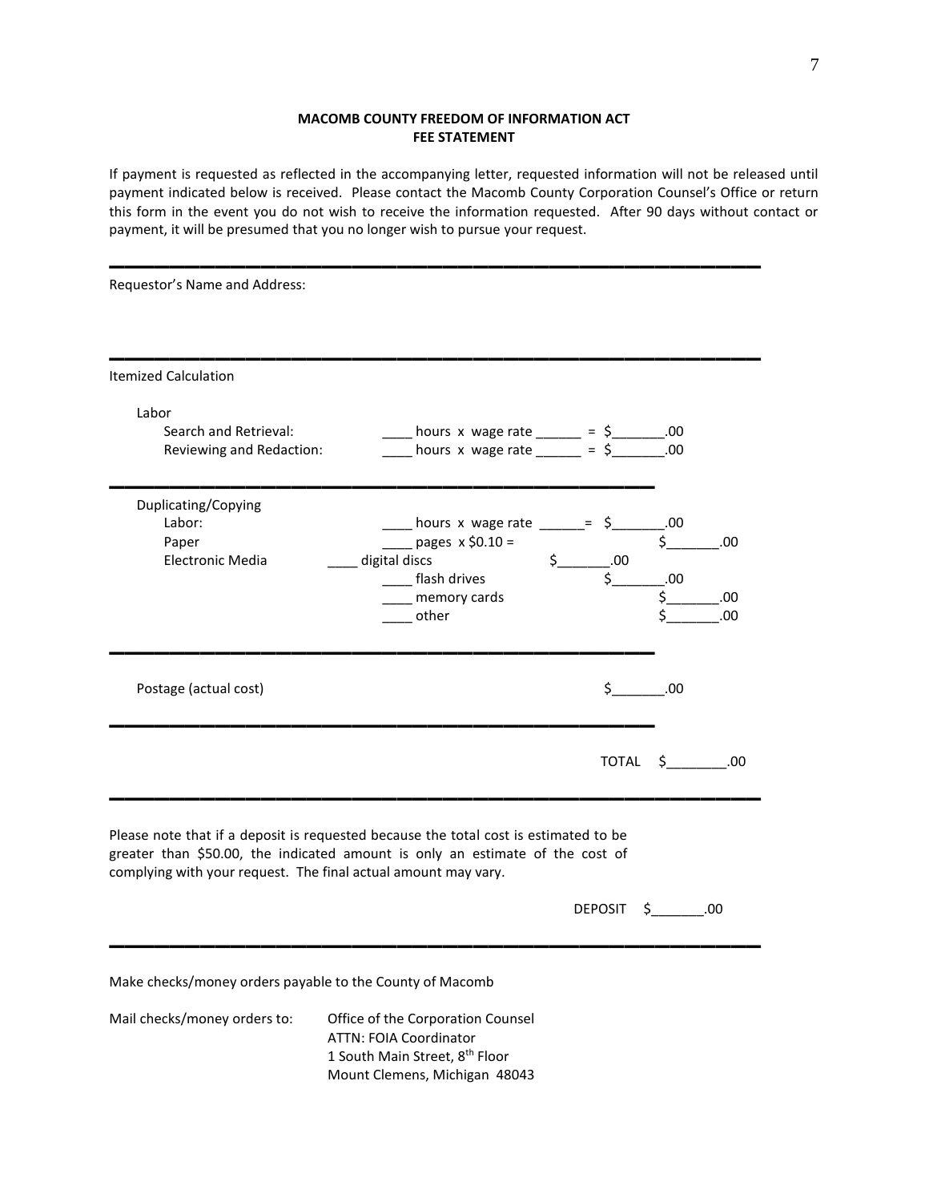**MACOMB COUNTY FREEDOM OF INFORMATION ACT**
**FEE STATEMENT**

If payment is requested as reflected in the accompanying letter, requested information will not be released until payment indicated below is received. Please contact the Macomb County Corporation Counsel's Office or return this form in the event you do not wish to receive the information requested. After 90 days without contact or payment, it will be presumed that you no longer wish to pursue your request.

---

Requestor's Name and Address:

---

Itemized Calculation

Labor

| | | |
|---|---|---|
| Search and Retrieval: | ____ hours x wage rate ______ = | $_______.00 |
| Reviewing and Redaction: | ____ hours x wage rate ______ = | $_______.00 |

---

Duplicating/Copying

| | | |
|---|---|---|
| Labor: | ____ hours x wage rate ______= | $_______.00 |
| Paper | ____ pages x $0.10 = | $_______.00 |
| Electronic Media | ____ digital discs | $_______.00 |
| | ____ flash drives | $_______.00 |
| | ____ memory cards | $_______.00 |
| | ____ other | $_______.00 |

---

Postage (actual cost) $_______.00

---

TOTAL $________.00

---

Please note that if a deposit is requested because the total cost is estimated to be greater than $50.00, the indicated amount is only an estimate of the cost of complying with your request. The final actual amount may vary.

DEPOSIT $_______.00

---

Make checks/money orders payable to the County of Macomb

Mail checks/money orders to:

Office of the Corporation Counsel
ATTN: FOIA Coordinator
1 South Main Street, 8th Floor
Mount Clemens, Michigan 48043